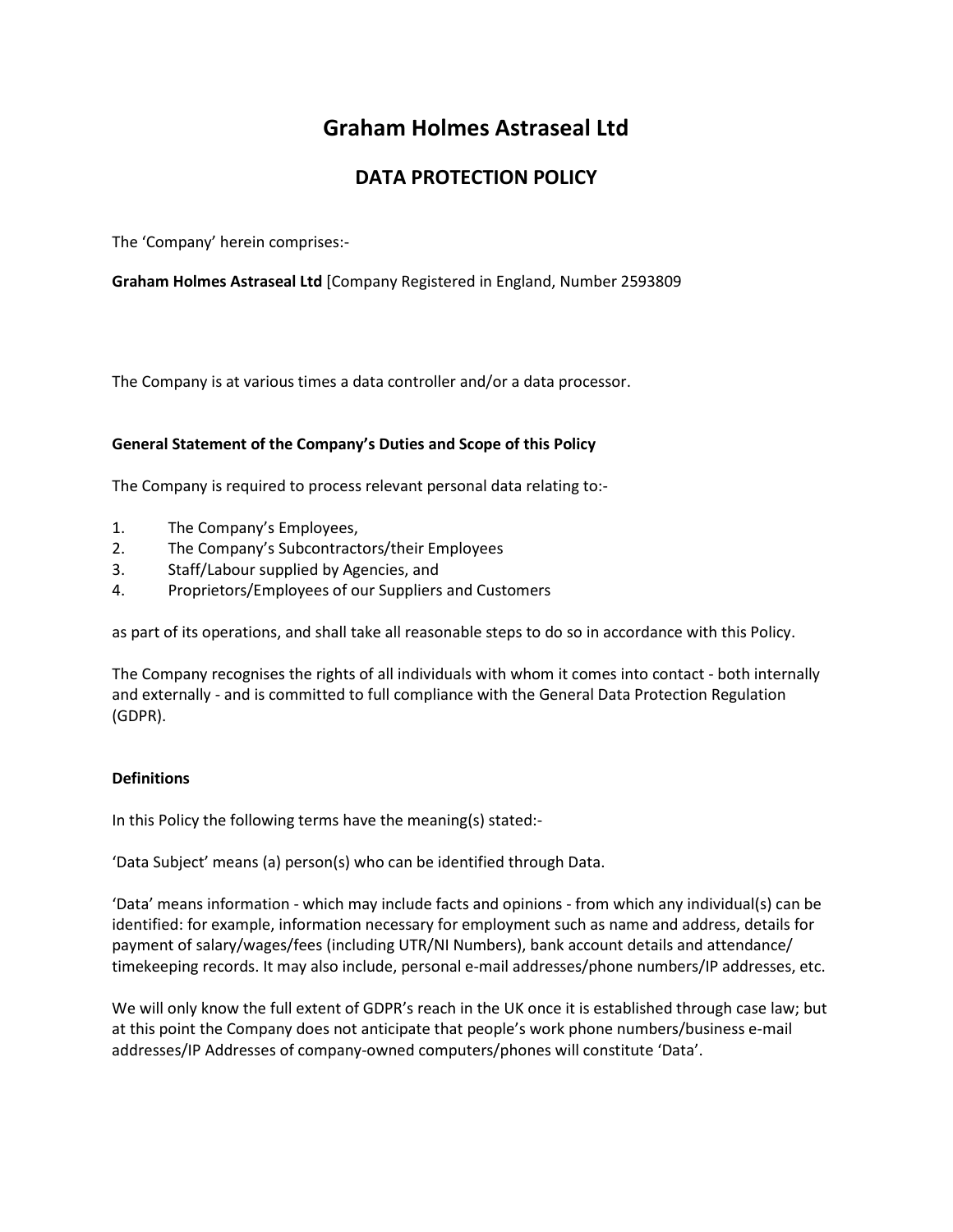# Graham Holmes Astraseal Ltd

## DATA PROTECTION POLICY

The 'Company' herein comprises:-

**Graham Holmes Astraseal Ltd** [Company Registered in England, Number 2593809

The Company is at various times a data controller and/or a data processor.

### General Statement of the Company's Duties and Scope of this Policy

The Company is required to process relevant personal data relating to:-

1. The Company's Employees,
2. The Company's Subcontractors/their Employees
3. Staff/Labour supplied by Agencies, and
4. Proprietors/Employees of our Suppliers and Customers

as part of its operations, and shall take all reasonable steps to do so in accordance with this Policy.

The Company recognises the rights of all individuals with whom it comes into contact - both internally and externally - and is committed to full compliance with the General Data Protection Regulation (GDPR).

### Definitions

In this Policy the following terms have the meaning(s) stated:-

'Data Subject' means (a) person(s) who can be identified through Data.

'Data' means information - which may include facts and opinions - from which any individual(s) can be identified: for example, information necessary for employment such as name and address, details for payment of salary/wages/fees (including UTR/NI Numbers), bank account details and attendance/ timekeeping records. It may also include, personal e-mail addresses/phone numbers/IP addresses, etc.

We will only know the full extent of GDPR's reach in the UK once it is established through case law; but at this point the Company does not anticipate that people's work phone numbers/business e-mail addresses/IP Addresses of company-owned computers/phones will constitute 'Data'.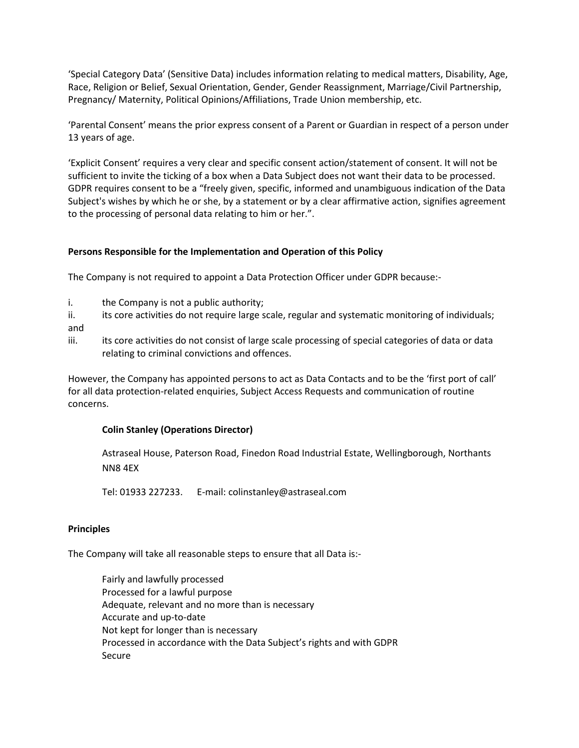'Special Category Data' (Sensitive Data) includes information relating to medical matters, Disability, Age, Race, Religion or Belief, Sexual Orientation, Gender, Gender Reassignment, Marriage/Civil Partnership, Pregnancy/ Maternity, Political Opinions/Affiliations, Trade Union membership, etc.

'Parental Consent' means the prior express consent of a Parent or Guardian in respect of a person under 13 years of age.

'Explicit Consent' requires a very clear and specific consent action/statement of consent. It will not be sufficient to invite the ticking of a box when a Data Subject does not want their data to be processed. GDPR requires consent to be a "freely given, specific, informed and unambiguous indication of the Data Subject's wishes by which he or she, by a statement or by a clear affirmative action, signifies agreement to the processing of personal data relating to him or her.".

**Persons Responsible for the Implementation and Operation of this Policy**

The Company is not required to appoint a Data Protection Officer under GDPR because:-

i. the Company is not a public authority;
ii. its core activities do not require large scale, regular and systematic monitoring of individuals; and
iii. its core activities do not consist of large scale processing of special categories of data or data relating to criminal convictions and offences.

However, the Company has appointed persons to act as Data Contacts and to be the 'first port of call' for all data protection-related enquiries, Subject Access Requests and communication of routine concerns.

**Colin Stanley (Operations Director)**

Astraseal House, Paterson Road, Finedon Road Industrial Estate, Wellingborough, Northants NN8 4EX

Tel: 01933 227233. E-mail: colinstanley@astraseal.com

**Principles**

The Company will take all reasonable steps to ensure that all Data is:-

Fairly and lawfully processed
Processed for a lawful purpose
Adequate, relevant and no more than is necessary
Accurate and up-to-date
Not kept for longer than is necessary
Processed in accordance with the Data Subject's rights and with GDPR
Secure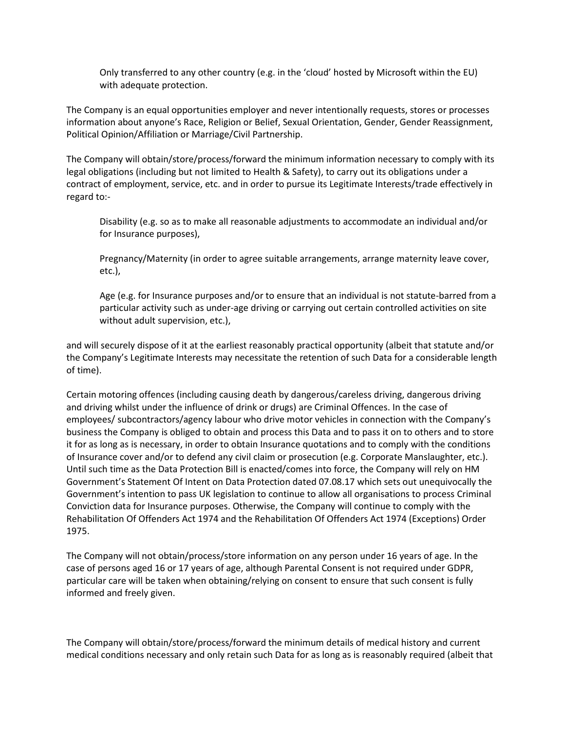Only transferred to any other country (e.g. in the 'cloud' hosted by Microsoft within the EU) with adequate protection.

The Company is an equal opportunities employer and never intentionally requests, stores or processes information about anyone's Race, Religion or Belief, Sexual Orientation, Gender, Gender Reassignment, Political Opinion/Affiliation or Marriage/Civil Partnership.

The Company will obtain/store/process/forward the minimum information necessary to comply with its legal obligations (including but not limited to Health & Safety), to carry out its obligations under a contract of employment, service, etc. and in order to pursue its Legitimate Interests/trade effectively in regard to:-

Disability (e.g. so as to make all reasonable adjustments to accommodate an individual and/or for Insurance purposes),

Pregnancy/Maternity (in order to agree suitable arrangements, arrange maternity leave cover, etc.),

Age (e.g. for Insurance purposes and/or to ensure that an individual is not statute-barred from a particular activity such as under-age driving or carrying out certain controlled activities on site without adult supervision, etc.),

and will securely dispose of it at the earliest reasonably practical opportunity (albeit that statute and/or the Company's Legitimate Interests may necessitate the retention of such Data for a considerable length of time).

Certain motoring offences (including causing death by dangerous/careless driving, dangerous driving and driving whilst under the influence of drink or drugs) are Criminal Offences. In the case of employees/ subcontractors/agency labour who drive motor vehicles in connection with the Company's business the Company is obliged to obtain and process this Data and to pass it on to others and to store it for as long as is necessary, in order to obtain Insurance quotations and to comply with the conditions of Insurance cover and/or to defend any civil claim or prosecution (e.g. Corporate Manslaughter, etc.). Until such time as the Data Protection Bill is enacted/comes into force, the Company will rely on HM Government's Statement Of Intent on Data Protection dated 07.08.17 which sets out unequivocally the Government's intention to pass UK legislation to continue to allow all organisations to process Criminal Conviction data for Insurance purposes. Otherwise, the Company will continue to comply with the Rehabilitation Of Offenders Act 1974 and the Rehabilitation Of Offenders Act 1974 (Exceptions) Order 1975.

The Company will not obtain/process/store information on any person under 16 years of age. In the case of persons aged 16 or 17 years of age, although Parental Consent is not required under GDPR, particular care will be taken when obtaining/relying on consent to ensure that such consent is fully informed and freely given.

The Company will obtain/store/process/forward the minimum details of medical history and current medical conditions necessary and only retain such Data for as long as is reasonably required (albeit that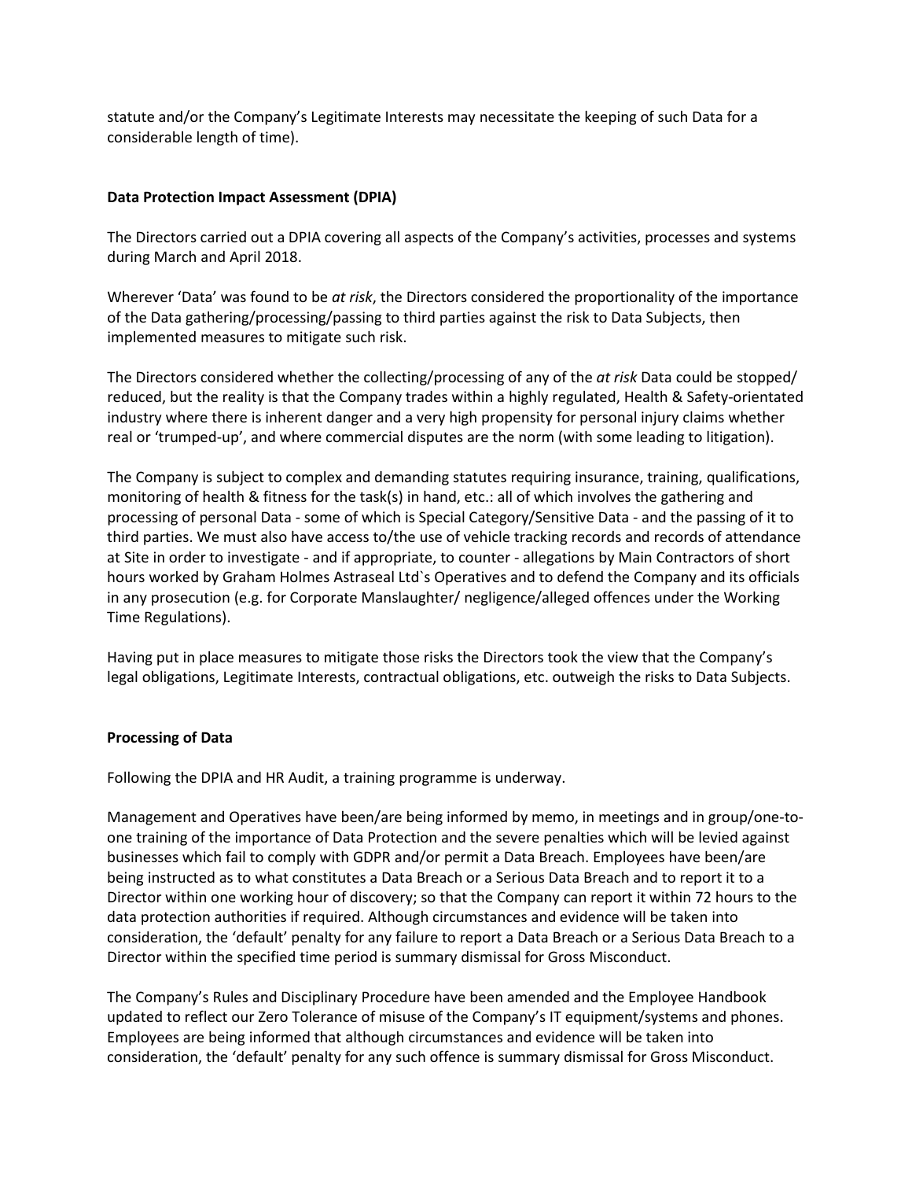statute and/or the Company's Legitimate Interests may necessitate the keeping of such Data for a considerable length of time).

**Data Protection Impact Assessment (DPIA)**

The Directors carried out a DPIA covering all aspects of the Company's activities, processes and systems during March and April 2018.

Wherever 'Data' was found to be *at risk*, the Directors considered the proportionality of the importance of the Data gathering/processing/passing to third parties against the risk to Data Subjects, then implemented measures to mitigate such risk.

The Directors considered whether the collecting/processing of any of the *at risk* Data could be stopped/ reduced, but the reality is that the Company trades within a highly regulated, Health & Safety-orientated industry where there is inherent danger and a very high propensity for personal injury claims whether real or 'trumped-up', and where commercial disputes are the norm (with some leading to litigation).

The Company is subject to complex and demanding statutes requiring insurance, training, qualifications, monitoring of health & fitness for the task(s) in hand, etc.: all of which involves the gathering and processing of personal Data - some of which is Special Category/Sensitive Data - and the passing of it to third parties. We must also have access to/the use of vehicle tracking records and records of attendance at Site in order to investigate - and if appropriate, to counter - allegations by Main Contractors of short hours worked by Graham Holmes Astraseal Ltd`s Operatives and to defend the Company and its officials in any prosecution (e.g. for Corporate Manslaughter/ negligence/alleged offences under the Working Time Regulations).

Having put in place measures to mitigate those risks the Directors took the view that the Company's legal obligations, Legitimate Interests, contractual obligations, etc. outweigh the risks to Data Subjects.

**Processing of Data**

Following the DPIA and HR Audit, a training programme is underway.

Management and Operatives have been/are being informed by memo, in meetings and in group/one-to-one training of the importance of Data Protection and the severe penalties which will be levied against businesses which fail to comply with GDPR and/or permit a Data Breach. Employees have been/are being instructed as to what constitutes a Data Breach or a Serious Data Breach and to report it to a Director within one working hour of discovery; so that the Company can report it within 72 hours to the data protection authorities if required. Although circumstances and evidence will be taken into consideration, the 'default' penalty for any failure to report a Data Breach or a Serious Data Breach to a Director within the specified time period is summary dismissal for Gross Misconduct.

The Company's Rules and Disciplinary Procedure have been amended and the Employee Handbook updated to reflect our Zero Tolerance of misuse of the Company's IT equipment/systems and phones. Employees are being informed that although circumstances and evidence will be taken into consideration, the 'default' penalty for any such offence is summary dismissal for Gross Misconduct.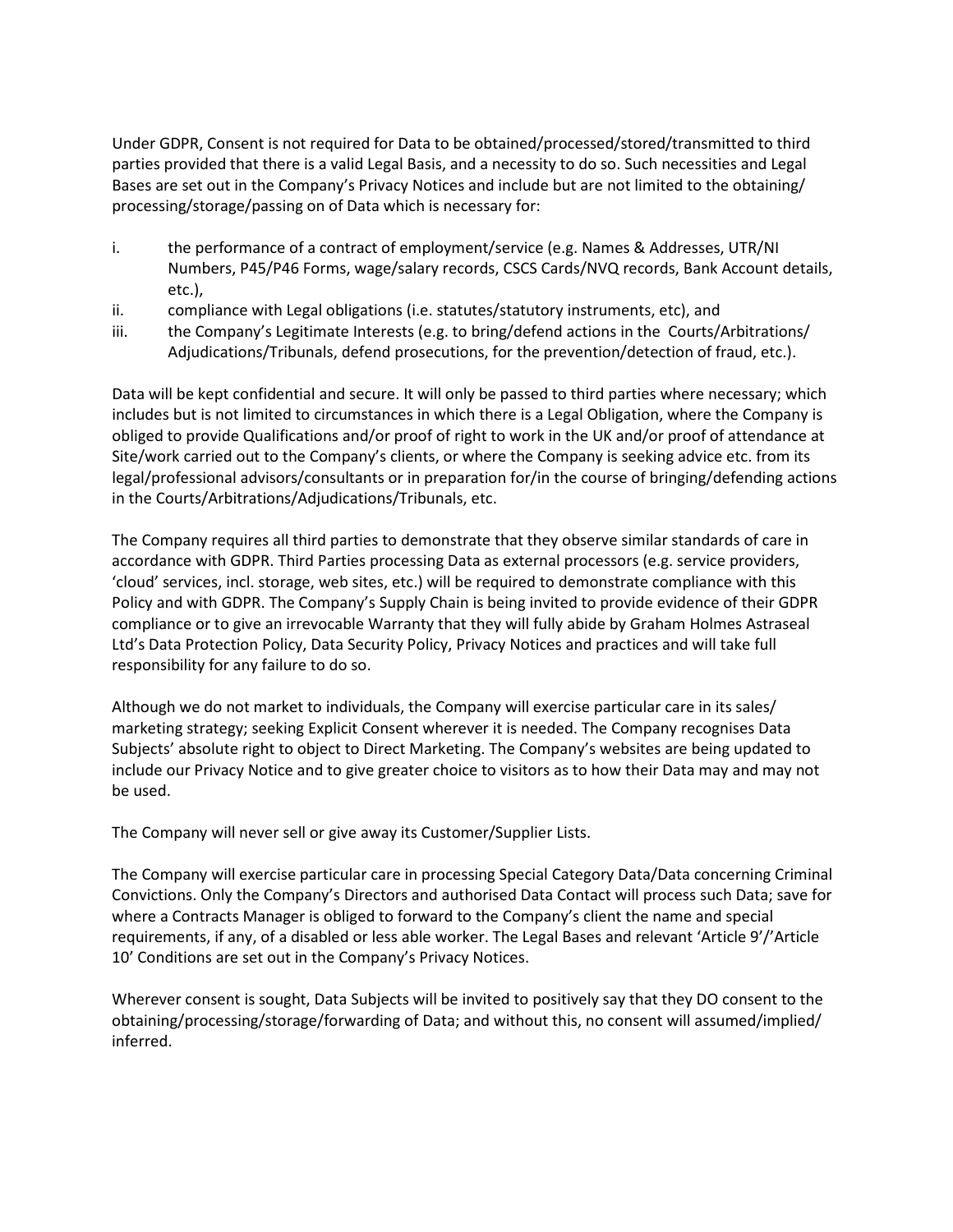Under GDPR, Consent is not required for Data to be obtained/processed/stored/transmitted to third parties provided that there is a valid Legal Basis, and a necessity to do so. Such necessities and Legal Bases are set out in the Company's Privacy Notices and include but are not limited to the obtaining/ processing/storage/passing on of Data which is necessary for:

i. the performance of a contract of employment/service (e.g. Names & Addresses, UTR/NI Numbers, P45/P46 Forms, wage/salary records, CSCS Cards/NVQ records, Bank Account details, etc.),
ii. compliance with Legal obligations (i.e. statutes/statutory instruments, etc), and
iii. the Company's Legitimate Interests (e.g. to bring/defend actions in the Courts/Arbitrations/ Adjudications/Tribunals, defend prosecutions, for the prevention/detection of fraud, etc.).

Data will be kept confidential and secure. It will only be passed to third parties where necessary; which includes but is not limited to circumstances in which there is a Legal Obligation, where the Company is obliged to provide Qualifications and/or proof of right to work in the UK and/or proof of attendance at Site/work carried out to the Company's clients, or where the Company is seeking advice etc. from its legal/professional advisors/consultants or in preparation for/in the course of bringing/defending actions in the Courts/Arbitrations/Adjudications/Tribunals, etc.

The Company requires all third parties to demonstrate that they observe similar standards of care in accordance with GDPR. Third Parties processing Data as external processors (e.g. service providers, 'cloud' services, incl. storage, web sites, etc.) will be required to demonstrate compliance with this Policy and with GDPR. The Company's Supply Chain is being invited to provide evidence of their GDPR compliance or to give an irrevocable Warranty that they will fully abide by Graham Holmes Astraseal Ltd's Data Protection Policy, Data Security Policy, Privacy Notices and practices and will take full responsibility for any failure to do so.

Although we do not market to individuals, the Company will exercise particular care in its sales/ marketing strategy; seeking Explicit Consent wherever it is needed. The Company recognises Data Subjects' absolute right to object to Direct Marketing. The Company's websites are being updated to include our Privacy Notice and to give greater choice to visitors as to how their Data may and may not be used.

The Company will never sell or give away its Customer/Supplier Lists.

The Company will exercise particular care in processing Special Category Data/Data concerning Criminal Convictions. Only the Company's Directors and authorised Data Contact will process such Data; save for where a Contracts Manager is obliged to forward to the Company's client the name and special requirements, if any, of a disabled or less able worker. The Legal Bases and relevant 'Article 9'/'Article 10' Conditions are set out in the Company's Privacy Notices.

Wherever consent is sought, Data Subjects will be invited to positively say that they DO consent to the obtaining/processing/storage/forwarding of Data; and without this, no consent will assumed/implied/ inferred.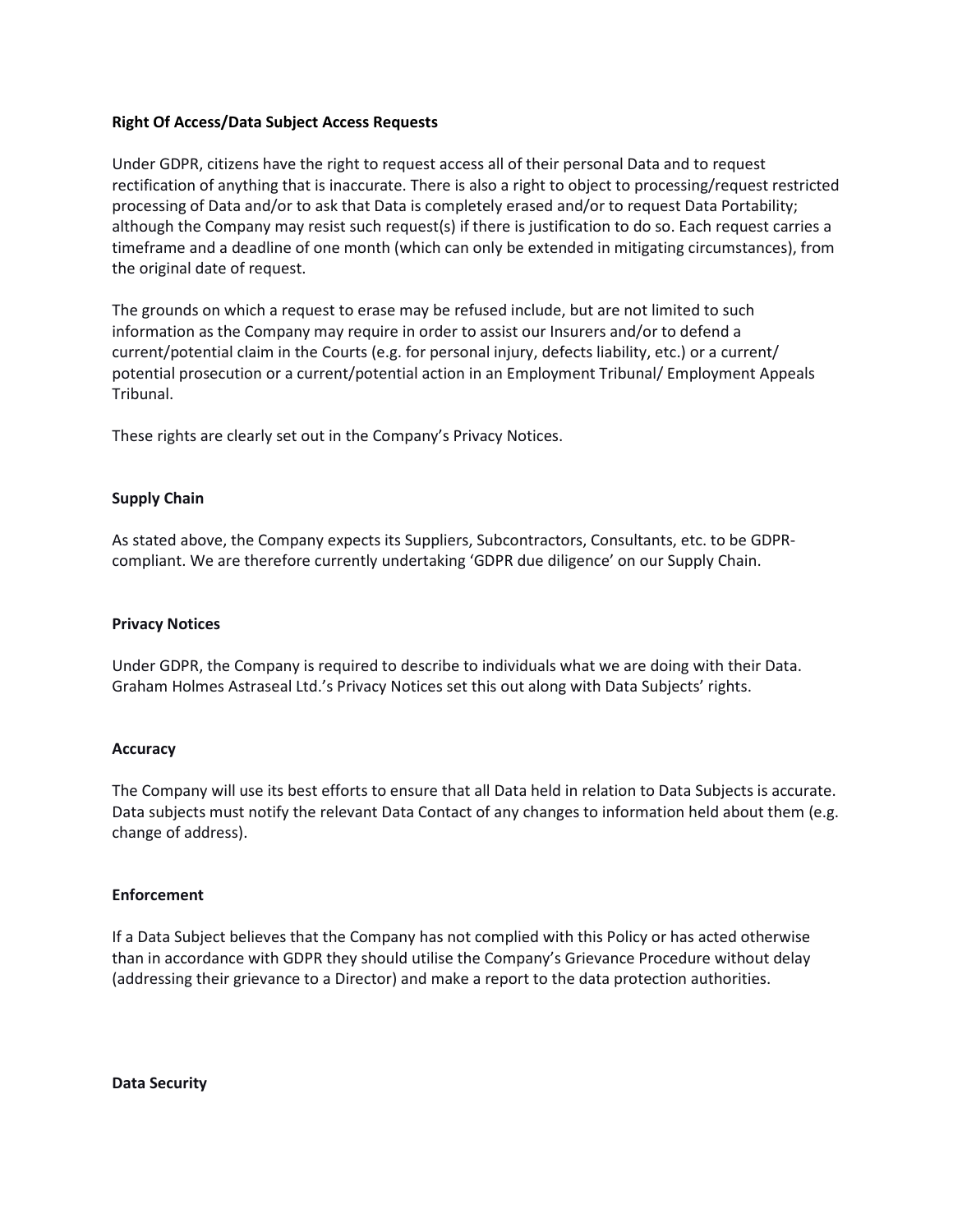**Right Of Access/Data Subject Access Requests**

Under GDPR, citizens have the right to request access all of their personal Data and to request rectification of anything that is inaccurate. There is also a right to object to processing/request restricted processing of Data and/or to ask that Data is completely erased and/or to request Data Portability; although the Company may resist such request(s) if there is justification to do so. Each request carries a timeframe and a deadline of one month (which can only be extended in mitigating circumstances), from the original date of request.

The grounds on which a request to erase may be refused include, but are not limited to such information as the Company may require in order to assist our Insurers and/or to defend a current/potential claim in the Courts (e.g. for personal injury, defects liability, etc.) or a current/ potential prosecution or a current/potential action in an Employment Tribunal/ Employment Appeals Tribunal.

These rights are clearly set out in the Company's Privacy Notices.

**Supply Chain**

As stated above, the Company expects its Suppliers, Subcontractors, Consultants, etc. to be GDPR-compliant. We are therefore currently undertaking 'GDPR due diligence' on our Supply Chain.

**Privacy Notices**

Under GDPR, the Company is required to describe to individuals what we are doing with their Data. Graham Holmes Astraseal Ltd.'s Privacy Notices set this out along with Data Subjects' rights.

**Accuracy**

The Company will use its best efforts to ensure that all Data held in relation to Data Subjects is accurate. Data subjects must notify the relevant Data Contact of any changes to information held about them (e.g. change of address).

**Enforcement**

If a Data Subject believes that the Company has not complied with this Policy or has acted otherwise than in accordance with GDPR they should utilise the Company's Grievance Procedure without delay (addressing their grievance to a Director) and make a report to the data protection authorities.

**Data Security**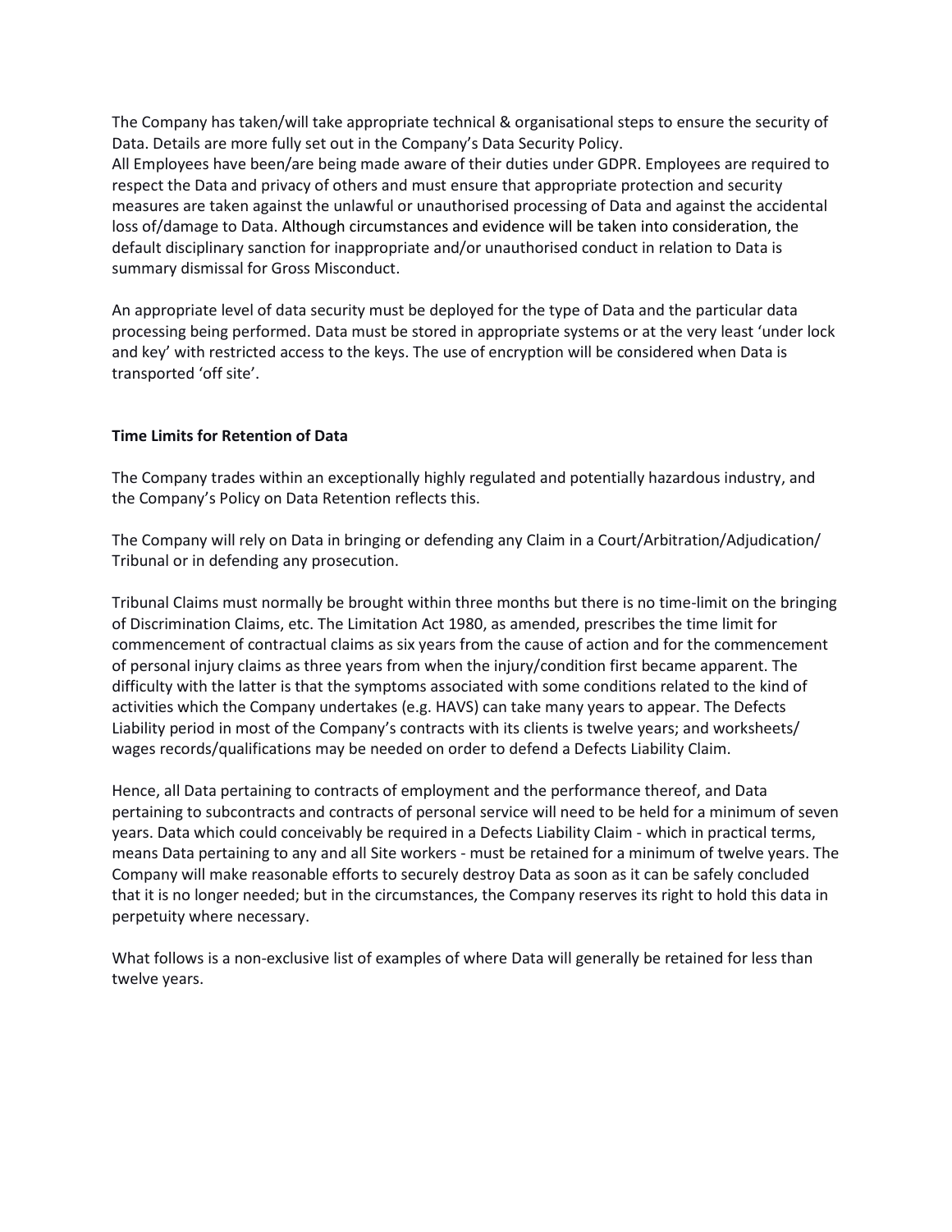The Company has taken/will take appropriate technical & organisational steps to ensure the security of Data. Details are more fully set out in the Company's Data Security Policy.
All Employees have been/are being made aware of their duties under GDPR. Employees are required to respect the Data and privacy of others and must ensure that appropriate protection and security measures are taken against the unlawful or unauthorised processing of Data and against the accidental loss of/damage to Data. Although circumstances and evidence will be taken into consideration, the default disciplinary sanction for inappropriate and/or unauthorised conduct in relation to Data is summary dismissal for Gross Misconduct.

An appropriate level of data security must be deployed for the type of Data and the particular data processing being performed. Data must be stored in appropriate systems or at the very least 'under lock and key' with restricted access to the keys. The use of encryption will be considered when Data is transported 'off site'.

**Time Limits for Retention of Data**

The Company trades within an exceptionally highly regulated and potentially hazardous industry, and the Company's Policy on Data Retention reflects this.

The Company will rely on Data in bringing or defending any Claim in a Court/Arbitration/Adjudication/ Tribunal or in defending any prosecution.

Tribunal Claims must normally be brought within three months but there is no time-limit on the bringing of Discrimination Claims, etc. The Limitation Act 1980, as amended, prescribes the time limit for commencement of contractual claims as six years from the cause of action and for the commencement of personal injury claims as three years from when the injury/condition first became apparent. The difficulty with the latter is that the symptoms associated with some conditions related to the kind of activities which the Company undertakes (e.g. HAVS) can take many years to appear. The Defects Liability period in most of the Company's contracts with its clients is twelve years; and worksheets/ wages records/qualifications may be needed on order to defend a Defects Liability Claim.

Hence, all Data pertaining to contracts of employment and the performance thereof, and Data pertaining to subcontracts and contracts of personal service will need to be held for a minimum of seven years. Data which could conceivably be required in a Defects Liability Claim - which in practical terms, means Data pertaining to any and all Site workers - must be retained for a minimum of twelve years. The Company will make reasonable efforts to securely destroy Data as soon as it can be safely concluded that it is no longer needed; but in the circumstances, the Company reserves its right to hold this data in perpetuity where necessary.

What follows is a non-exclusive list of examples of where Data will generally be retained for less than twelve years.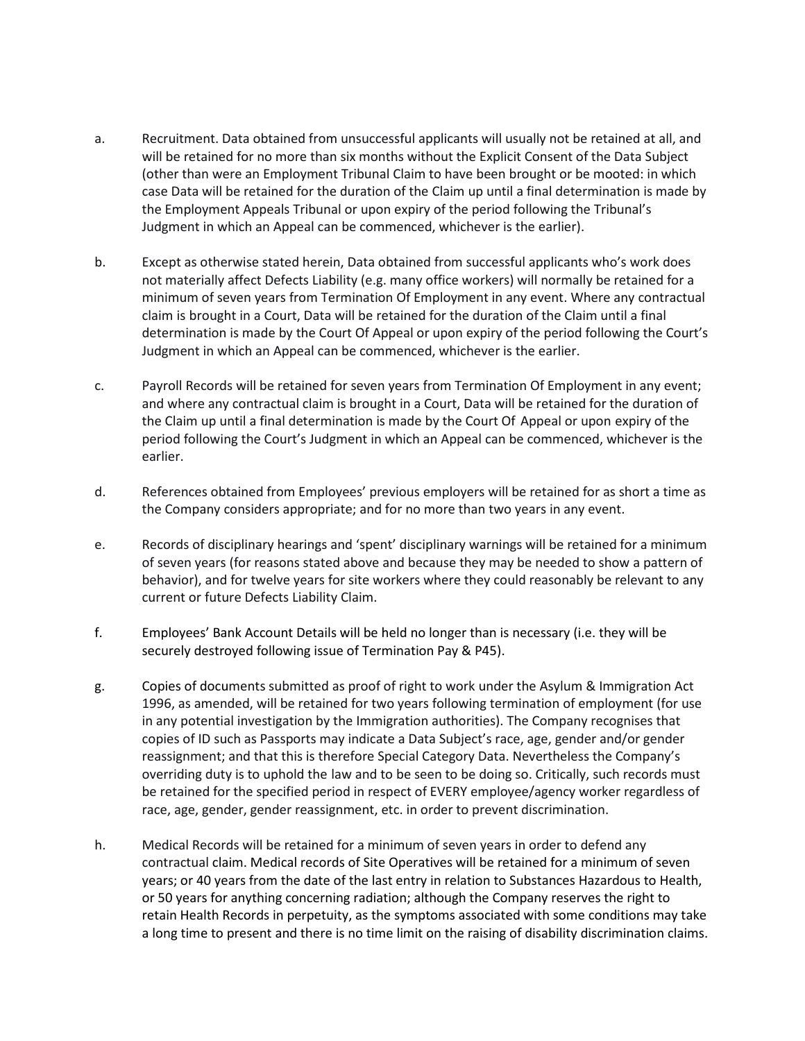a. Recruitment. Data obtained from unsuccessful applicants will usually not be retained at all, and will be retained for no more than six months without the Explicit Consent of the Data Subject (other than were an Employment Tribunal Claim to have been brought or be mooted: in which case Data will be retained for the duration of the Claim up until a final determination is made by the Employment Appeals Tribunal or upon expiry of the period following the Tribunal's Judgment in which an Appeal can be commenced, whichever is the earlier).

b. Except as otherwise stated herein, Data obtained from successful applicants who's work does not materially affect Defects Liability (e.g. many office workers) will normally be retained for a minimum of seven years from Termination Of Employment in any event. Where any contractual claim is brought in a Court, Data will be retained for the duration of the Claim until a final determination is made by the Court Of Appeal or upon expiry of the period following the Court's Judgment in which an Appeal can be commenced, whichever is the earlier.

c. Payroll Records will be retained for seven years from Termination Of Employment in any event; and where any contractual claim is brought in a Court, Data will be retained for the duration of the Claim up until a final determination is made by the Court Of Appeal or upon expiry of the period following the Court's Judgment in which an Appeal can be commenced, whichever is the earlier.

d. References obtained from Employees' previous employers will be retained for as short a time as the Company considers appropriate; and for no more than two years in any event.

e. Records of disciplinary hearings and 'spent' disciplinary warnings will be retained for a minimum of seven years (for reasons stated above and because they may be needed to show a pattern of behavior), and for twelve years for site workers where they could reasonably be relevant to any current or future Defects Liability Claim.

f. Employees' Bank Account Details will be held no longer than is necessary (i.e. they will be securely destroyed following issue of Termination Pay & P45).

g. Copies of documents submitted as proof of right to work under the Asylum & Immigration Act 1996, as amended, will be retained for two years following termination of employment (for use in any potential investigation by the Immigration authorities). The Company recognises that copies of ID such as Passports may indicate a Data Subject's race, age, gender and/or gender reassignment; and that this is therefore Special Category Data. Nevertheless the Company's overriding duty is to uphold the law and to be seen to be doing so. Critically, such records must be retained for the specified period in respect of EVERY employee/agency worker regardless of race, age, gender, gender reassignment, etc. in order to prevent discrimination.

h. Medical Records will be retained for a minimum of seven years in order to defend any contractual claim. Medical records of Site Operatives will be retained for a minimum of seven years; or 40 years from the date of the last entry in relation to Substances Hazardous to Health, or 50 years for anything concerning radiation; although the Company reserves the right to retain Health Records in perpetuity, as the symptoms associated with some conditions may take a long time to present and there is no time limit on the raising of disability discrimination claims.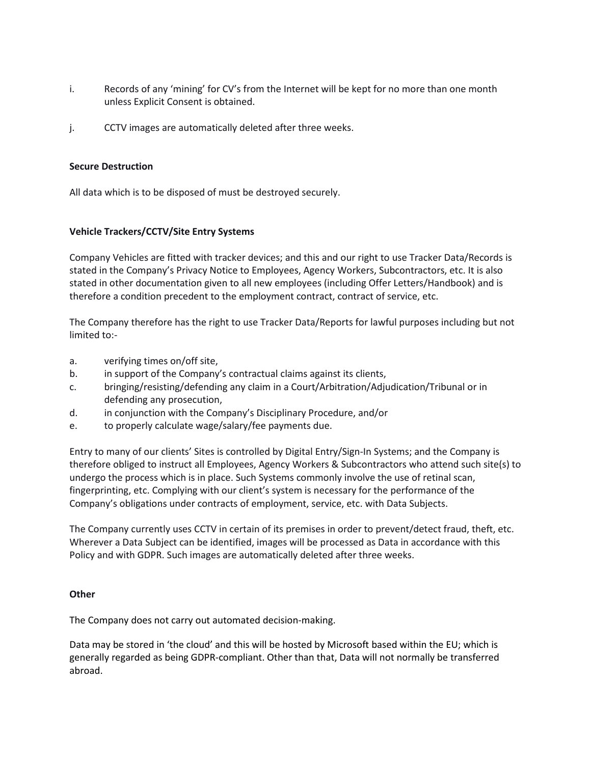i. Records of any 'mining' for CV's from the Internet will be kept for no more than one month unless Explicit Consent is obtained.

j. CCTV images are automatically deleted after three weeks.

**Secure Destruction**

All data which is to be disposed of must be destroyed securely.

**Vehicle Trackers/CCTV/Site Entry Systems**

Company Vehicles are fitted with tracker devices; and this and our right to use Tracker Data/Records is stated in the Company's Privacy Notice to Employees, Agency Workers, Subcontractors, etc. It is also stated in other documentation given to all new employees (including Offer Letters/Handbook) and is therefore a condition precedent to the employment contract, contract of service, etc.

The Company therefore has the right to use Tracker Data/Reports for lawful purposes including but not limited to:-

a. verifying times on/off site,
b. in support of the Company's contractual claims against its clients,
c. bringing/resisting/defending any claim in a Court/Arbitration/Adjudication/Tribunal or in defending any prosecution,
d. in conjunction with the Company's Disciplinary Procedure, and/or
e. to properly calculate wage/salary/fee payments due.

Entry to many of our clients' Sites is controlled by Digital Entry/Sign-In Systems; and the Company is therefore obliged to instruct all Employees, Agency Workers & Subcontractors who attend such site(s) to undergo the process which is in place. Such Systems commonly involve the use of retinal scan, fingerprinting, etc. Complying with our client's system is necessary for the performance of the Company's obligations under contracts of employment, service, etc. with Data Subjects.

The Company currently uses CCTV in certain of its premises in order to prevent/detect fraud, theft, etc. Wherever a Data Subject can be identified, images will be processed as Data in accordance with this Policy and with GDPR. Such images are automatically deleted after three weeks.

**Other**

The Company does not carry out automated decision-making.

Data may be stored in 'the cloud' and this will be hosted by Microsoft based within the EU; which is generally regarded as being GDPR-compliant. Other than that, Data will not normally be transferred abroad.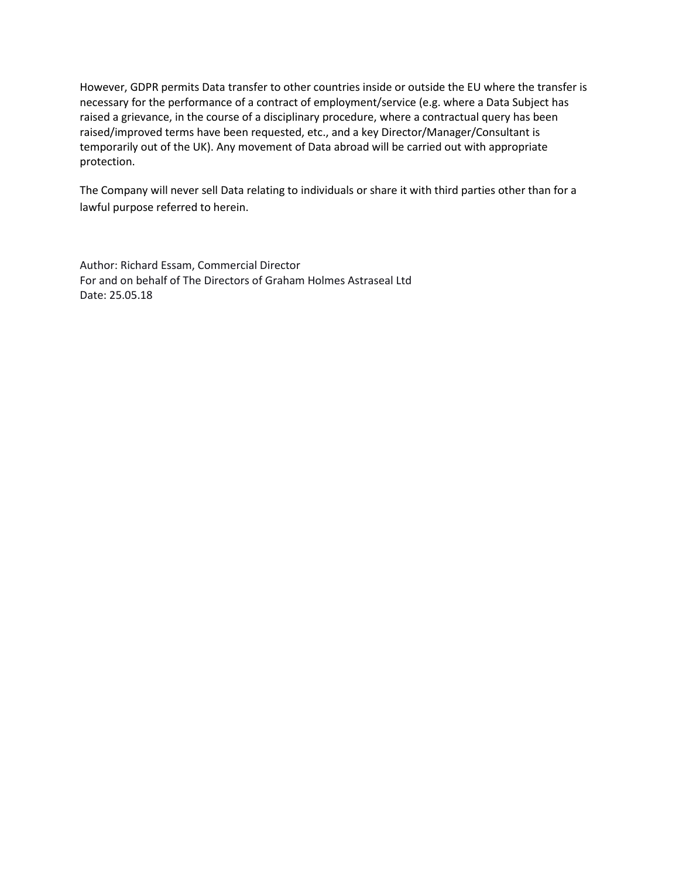However, GDPR permits Data transfer to other countries inside or outside the EU where the transfer is necessary for the performance of a contract of employment/service (e.g. where a Data Subject has raised a grievance, in the course of a disciplinary procedure, where a contractual query has been raised/improved terms have been requested, etc., and a key Director/Manager/Consultant is temporarily out of the UK). Any movement of Data abroad will be carried out with appropriate protection.

The Company will never sell Data relating to individuals or share it with third parties other than for a lawful purpose referred to herein.

Author: Richard Essam, Commercial Director
For and on behalf of The Directors of Graham Holmes Astraseal Ltd
Date: 25.05.18